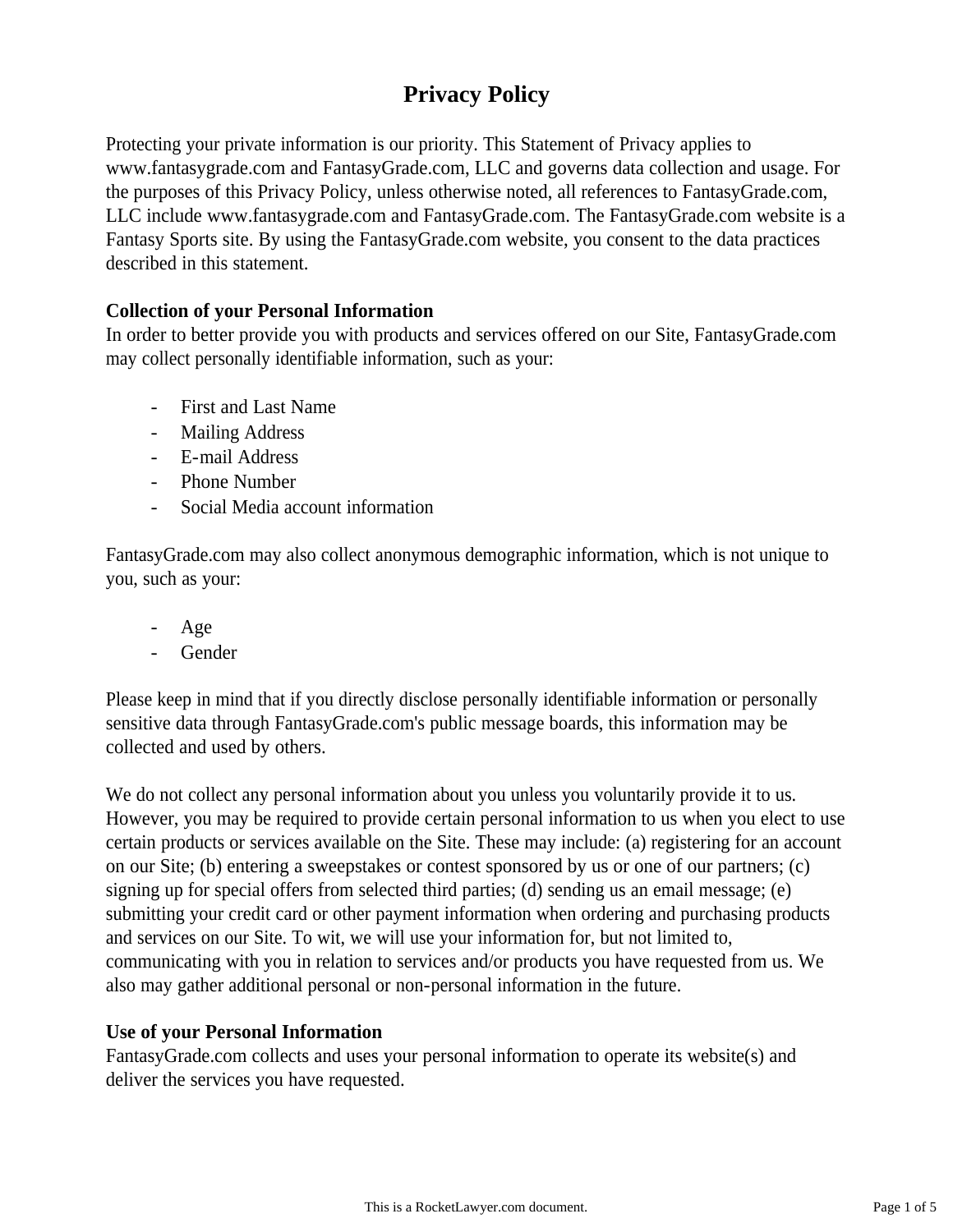# Privacy Policy

Protecting your private information is our priority. This Statement of Privacy applies to www.fantasygrade.com and FantasyGrade.com, LLC and governs data collection and usage. For the purposes of this Privacy Policy, unless otherwise noted, all references to FantasyGrade.com, LLC include www.fantasygrade.com and FantasyGrade.com. The FantasyGrade.com website is a Fantasy Sports site. By using the FantasyGrade.com website, you consent to the data practices described in this statement.

**Collection of your Personal Information**

In order to better provide you with products and services offered on our Site, FantasyGrade.com may collect personally identifiable information, such as your:

- First and Last Name
- Mailing Address
- E-mail Address
- Phone Number
- Social Media account information

FantasyGrade.com may also collect anonymous demographic information, which is not unique to you, such as your:

- Age
- Gender

Please keep in mind that if you directly disclose personally identifiable information or personally sensitive data through FantasyGrade.com's public message boards, this information may be collected and used by others.

We do not collect any personal information about you unless you voluntarily provide it to us. However, you may be required to provide certain personal information to us when you elect to use certain products or services available on the Site. These may include: (a) registering for an account on our Site; (b) entering a sweepstakes or contest sponsored by us or one of our partners; (c) signing up for special offers from selected third parties; (d) sending us an email message; (e) submitting your credit card or other payment information when ordering and purchasing products and services on our Site. To wit, we will use your information for, but not limited to, communicating with you in relation to services and/or products you have requested from us. We also may gather additional personal or non-personal information in the future.

**Use of your Personal Information**

FantasyGrade.com collects and uses your personal information to operate its website(s) and deliver the services you have requested.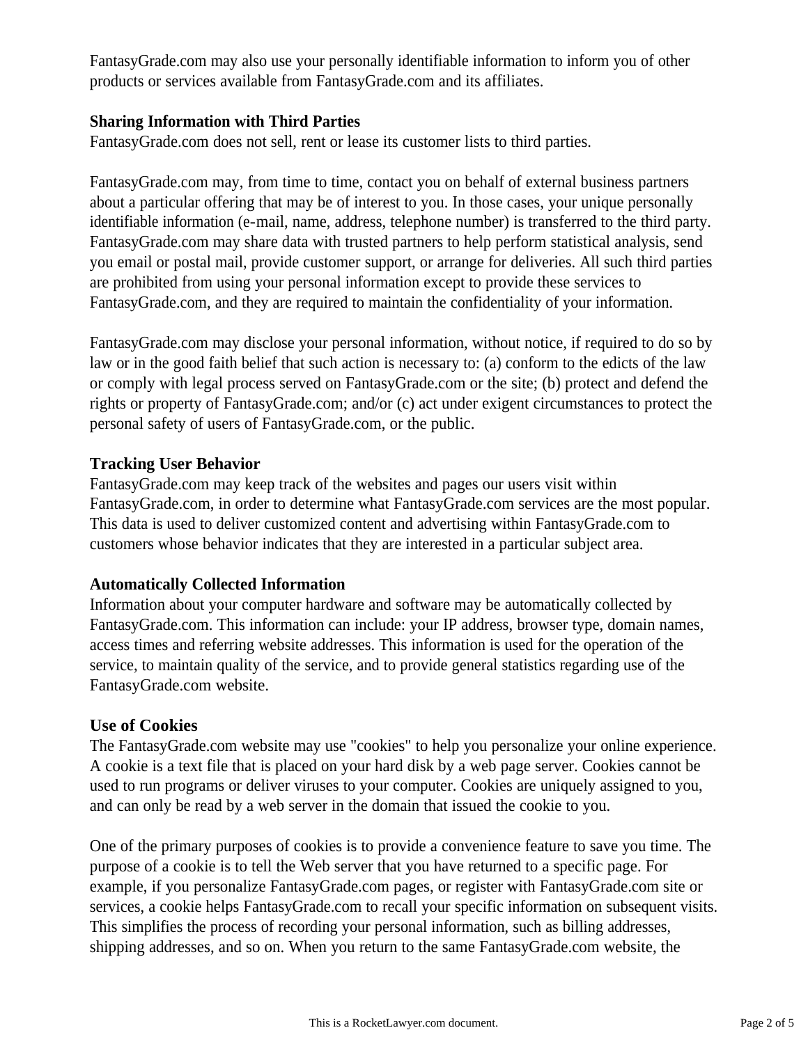FantasyGrade.com may also use your personally identifiable information to inform you of other products or services available from FantasyGrade.com and its affiliates.

**Sharing Information with Third Parties**

FantasyGrade.com does not sell, rent or lease its customer lists to third parties.

FantasyGrade.com may, from time to time, contact you on behalf of external business partners about a particular offering that may be of interest to you. In those cases, your unique personally identifiable information (e-mail, name, address, telephone number) is transferred to the third party. FantasyGrade.com may share data with trusted partners to help perform statistical analysis, send you email or postal mail, provide customer support, or arrange for deliveries. All such third parties are prohibited from using your personal information except to provide these services to FantasyGrade.com, and they are required to maintain the confidentiality of your information.

FantasyGrade.com may disclose your personal information, without notice, if required to do so by law or in the good faith belief that such action is necessary to: (a) conform to the edicts of the law or comply with legal process served on FantasyGrade.com or the site; (b) protect and defend the rights or property of FantasyGrade.com; and/or (c) act under exigent circumstances to protect the personal safety of users of FantasyGrade.com, or the public.

**Tracking User Behavior**

FantasyGrade.com may keep track of the websites and pages our users visit within FantasyGrade.com, in order to determine what FantasyGrade.com services are the most popular. This data is used to deliver customized content and advertising within FantasyGrade.com to customers whose behavior indicates that they are interested in a particular subject area.

**Automatically Collected Information**

Information about your computer hardware and software may be automatically collected by FantasyGrade.com. This information can include: your IP address, browser type, domain names, access times and referring website addresses. This information is used for the operation of the service, to maintain quality of the service, and to provide general statistics regarding use of the FantasyGrade.com website.

**Use of Cookies**

The FantasyGrade.com website may use "cookies" to help you personalize your online experience. A cookie is a text file that is placed on your hard disk by a web page server. Cookies cannot be used to run programs or deliver viruses to your computer. Cookies are uniquely assigned to you, and can only be read by a web server in the domain that issued the cookie to you.

One of the primary purposes of cookies is to provide a convenience feature to save you time. The purpose of a cookie is to tell the Web server that you have returned to a specific page. For example, if you personalize FantasyGrade.com pages, or register with FantasyGrade.com site or services, a cookie helps FantasyGrade.com to recall your specific information on subsequent visits. This simplifies the process of recording your personal information, such as billing addresses, shipping addresses, and so on. When you return to the same FantasyGrade.com website, the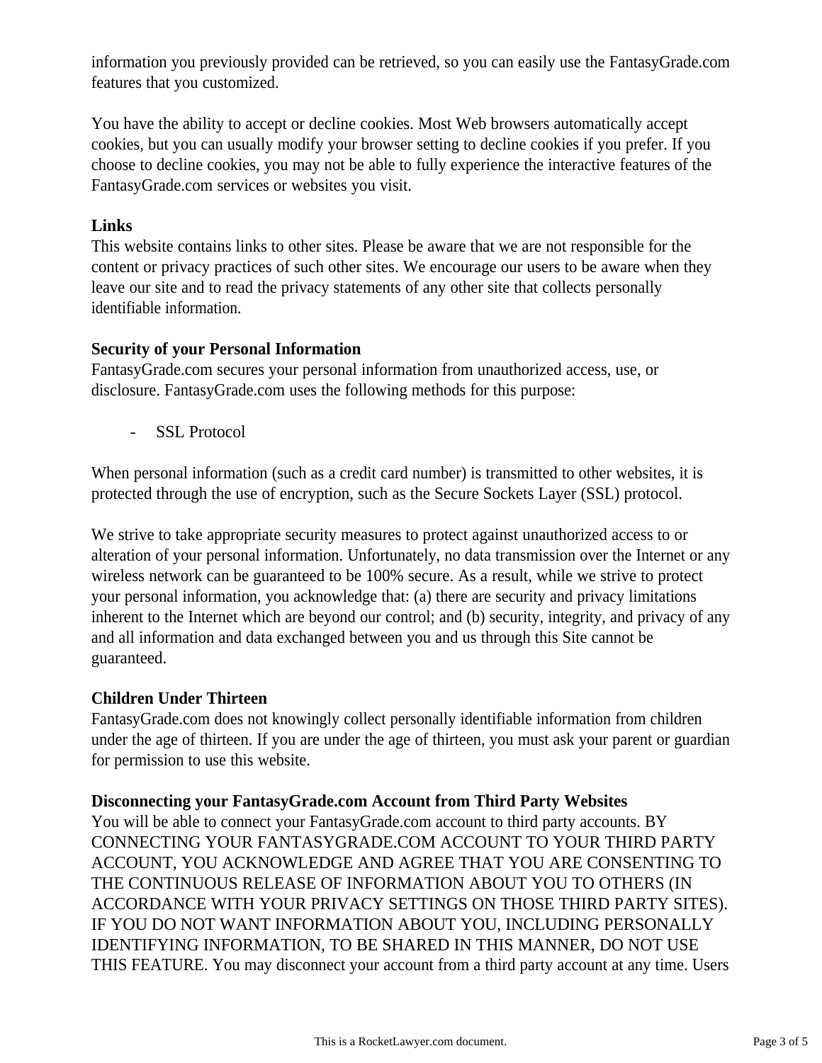information you previously provided can be retrieved, so you can easily use the FantasyGrade.com features that you customized.

You have the ability to accept or decline cookies. Most Web browsers automatically accept cookies, but you can usually modify your browser setting to decline cookies if you prefer. If you choose to decline cookies, you may not be able to fully experience the interactive features of the FantasyGrade.com services or websites you visit.

**Links**
This website contains links to other sites. Please be aware that we are not responsible for the content or privacy practices of such other sites. We encourage our users to be aware when they leave our site and to read the privacy statements of any other site that collects personally identifiable information.

**Security of your Personal Information**
FantasyGrade.com secures your personal information from unauthorized access, use, or disclosure. FantasyGrade.com uses the following methods for this purpose:

- SSL Protocol

When personal information (such as a credit card number) is transmitted to other websites, it is protected through the use of encryption, such as the Secure Sockets Layer (SSL) protocol.

We strive to take appropriate security measures to protect against unauthorized access to or alteration of your personal information. Unfortunately, no data transmission over the Internet or any wireless network can be guaranteed to be 100% secure. As a result, while we strive to protect your personal information, you acknowledge that: (a) there are security and privacy limitations inherent to the Internet which are beyond our control; and (b) security, integrity, and privacy of any and all information and data exchanged between you and us through this Site cannot be guaranteed.

**Children Under Thirteen**
FantasyGrade.com does not knowingly collect personally identifiable information from children under the age of thirteen. If you are under the age of thirteen, you must ask your parent or guardian for permission to use this website.

**Disconnecting your FantasyGrade.com Account from Third Party Websites**
You will be able to connect your FantasyGrade.com account to third party accounts. BY CONNECTING YOUR FANTASYGRADE.COM ACCOUNT TO YOUR THIRD PARTY ACCOUNT, YOU ACKNOWLEDGE AND AGREE THAT YOU ARE CONSENTING TO THE CONTINUOUS RELEASE OF INFORMATION ABOUT YOU TO OTHERS (IN ACCORDANCE WITH YOUR PRIVACY SETTINGS ON THOSE THIRD PARTY SITES). IF YOU DO NOT WANT INFORMATION ABOUT YOU, INCLUDING PERSONALLY IDENTIFYING INFORMATION, TO BE SHARED IN THIS MANNER, DO NOT USE THIS FEATURE. You may disconnect your account from a third party account at any time. Users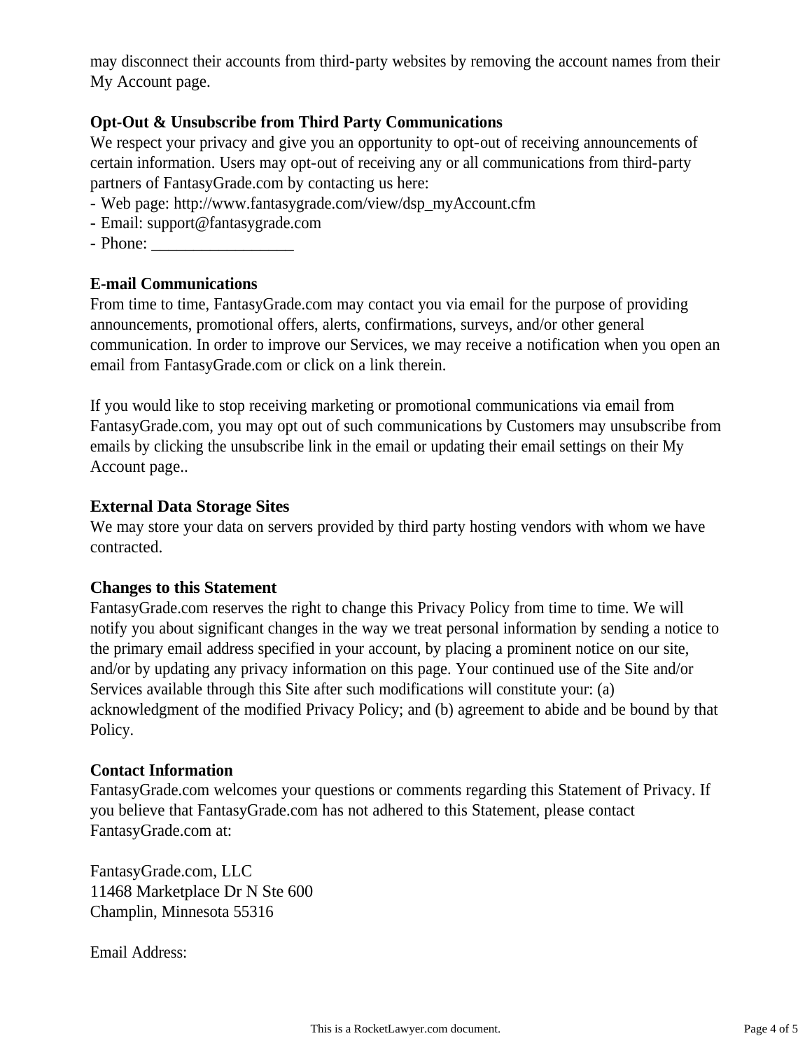may disconnect their accounts from third-party websites by removing the account names from their My Account page.

**Opt-Out & Unsubscribe from Third Party Communications**

We respect your privacy and give you an opportunity to opt-out of receiving announcements of certain information. Users may opt-out of receiving any or all communications from third-party partners of FantasyGrade.com by contacting us here:

- Web page: http://www.fantasygrade.com/view/dsp_myAccount.cfm
- Email: support@fantasygrade.com
- Phone: _________________

**E-mail Communications**

From time to time, FantasyGrade.com may contact you via email for the purpose of providing announcements, promotional offers, alerts, confirmations, surveys, and/or other general communication. In order to improve our Services, we may receive a notification when you open an email from FantasyGrade.com or click on a link therein.

If you would like to stop receiving marketing or promotional communications via email from FantasyGrade.com, you may opt out of such communications by Customers may unsubscribe from emails by clicking the unsubscribe link in the email or updating their email settings on their My Account page..

**External Data Storage Sites**

We may store your data on servers provided by third party hosting vendors with whom we have contracted.

**Changes to this Statement**

FantasyGrade.com reserves the right to change this Privacy Policy from time to time. We will notify you about significant changes in the way we treat personal information by sending a notice to the primary email address specified in your account, by placing a prominent notice on our site, and/or by updating any privacy information on this page. Your continued use of the Site and/or Services available through this Site after such modifications will constitute your: (a) acknowledgment of the modified Privacy Policy; and (b) agreement to abide and be bound by that Policy.

**Contact Information**

FantasyGrade.com welcomes your questions or comments regarding this Statement of Privacy. If you believe that FantasyGrade.com has not adhered to this Statement, please contact FantasyGrade.com at:

FantasyGrade.com, LLC
11468 Marketplace Dr N Ste 600
Champlin, Minnesota 55316

Email Address: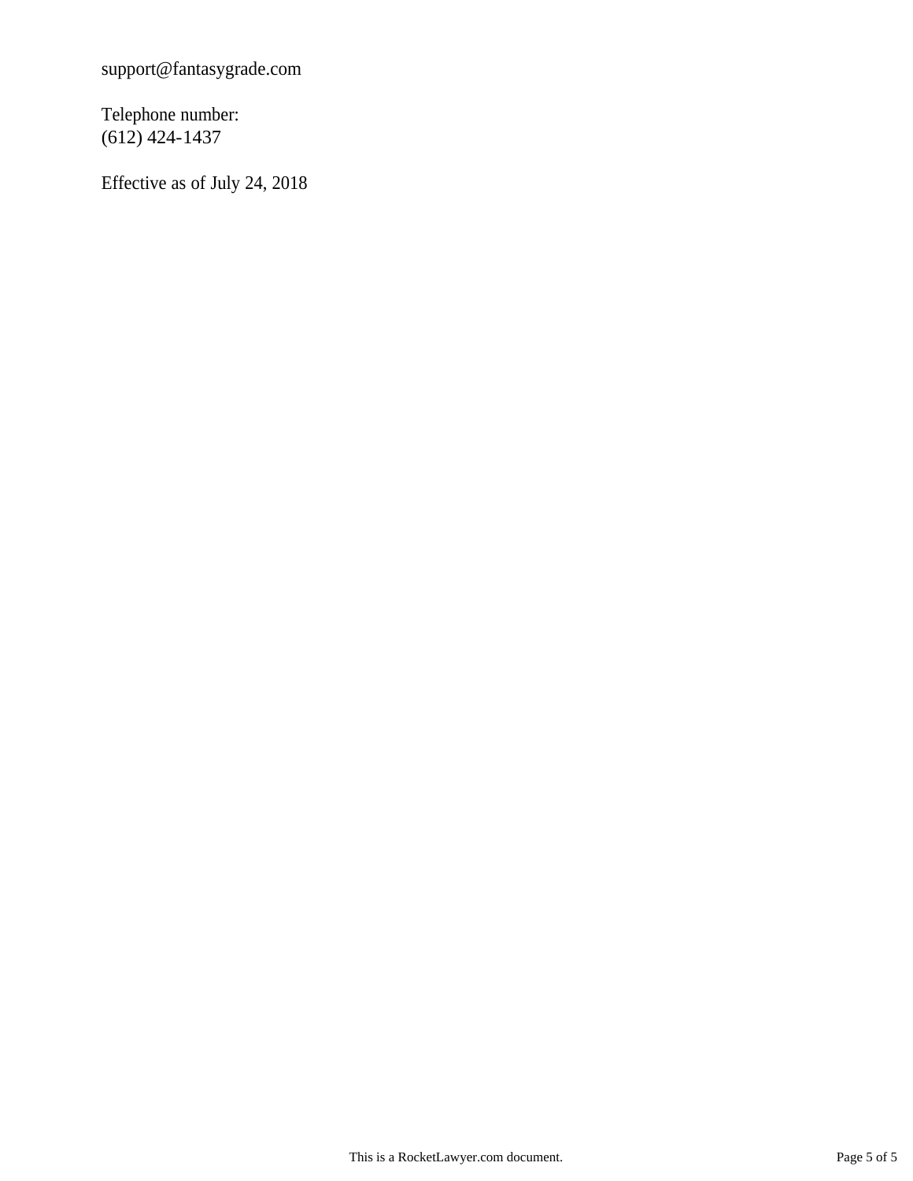support@fantasygrade.com

Telephone number:
(612) 424-1437

Effective as of July 24, 2018